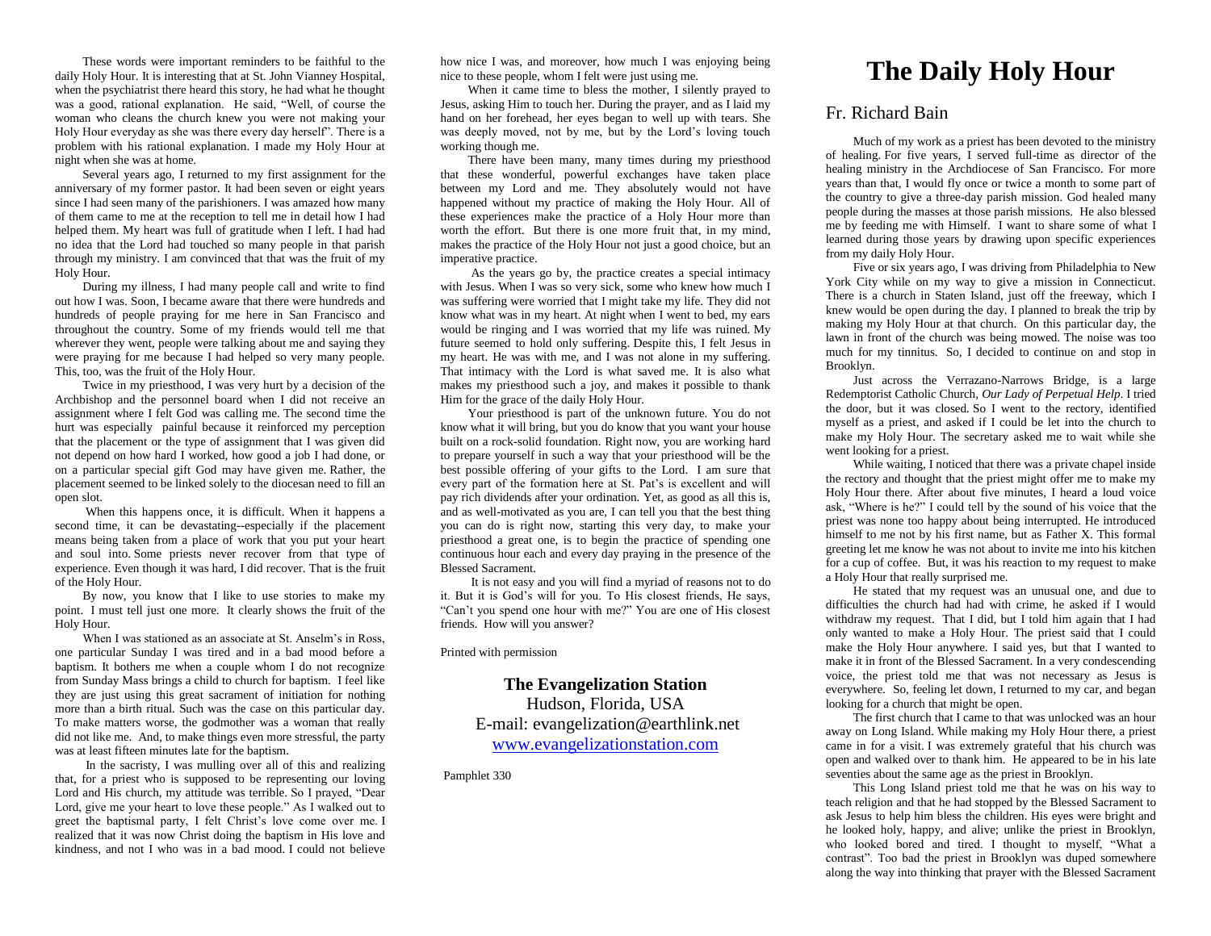These words were important reminders to be faithful to the daily Holy Hour. It is interesting that at St. John Vianney Hospital, when the psychiatrist there heard this story, he had what he thought was a good, rational explanation. He said, "Well, of course the woman who cleans the church knew you were not making your Holy Hour everyday as she was there every day herself". There is a problem with his rational explanation. I made my Holy Hour at night when she was at home.

Several years ago, I returned to my first assignment for the anniversary of my former pastor. It had been seven or eight years since I had seen many of the parishioners. I was amazed how many of them came to me at the reception to tell me in detail how I had helped them. My heart was full of gratitude when I left. I had had no idea that the Lord had touched so many people in that parish through my ministry. I am convinced that that was the fruit of my Holy Hour.

During my illness, I had many people call and write to find out how I was. Soon, I became aware that there were hundreds and hundreds of people praying for me here in San Francisco and throughout the country. Some of my friends would tell me that wherever they went, people were talking about me and saying they were praying for me because I had helped so very many people. This, too, was the fruit of the Holy Hour.

Twice in my priesthood, I was very hurt by a decision of the Archbishop and the personnel board when I did not receive an assignment where I felt God was calling me. The second time the hurt was especially painful because it reinforced my perception that the placement or the type of assignment that I was given did not depend on how hard I worked, how good a job I had done, or on a particular special gift God may have given me. Rather, the placement seemed to be linked solely to the diocesan need to fill an open slot.

When this happens once, it is difficult. When it happens a second time, it can be devastating--especially if the placement means being taken from a place of work that you put your heart and soul into. Some priests never recover from that type of experience. Even though it was hard, I did recover. That is the fruit of the Holy Hour.

By now, you know that I like to use stories to make my point. I must tell just one more. It clearly shows the fruit of the Holy Hour.

When I was stationed as an associate at St. Anselm's in Ross, one particular Sunday I was tired and in a bad mood before a baptism. It bothers me when a couple whom I do not recognize from Sunday Mass brings a child to church for baptism. I feel like they are just using this great sacrament of initiation for nothing more than a birth ritual. Such was the case on this particular day. To make matters worse, the godmother was a woman that really did not like me. And, to make things even more stressful, the party was at least fifteen minutes late for the baptism.

In the sacristy, I was mulling over all of this and realizing that, for a priest who is supposed to be representing our loving Lord and His church, my attitude was terrible. So I prayed, "Dear Lord, give me your heart to love these people." As I walked out to greet the baptismal party, I felt Christ's love come over me. I realized that it was now Christ doing the baptism in His love and kindness, and not I who was in a bad mood. I could not believe how nice I was, and moreover, how much I was enjoying being nice to these people, whom I felt were just using me.

When it came time to bless the mother, I silently prayed to Jesus, asking Him to touch her. During the prayer, and as I laid my hand on her forehead, her eyes began to well up with tears. She was deeply moved, not by me, but by the Lord's loving touch working though me.

There have been many, many times during my priesthood that these wonderful, powerful exchanges have taken place between my Lord and me. They absolutely would not have happened without my practice of making the Holy Hour. All of these experiences make the practice of a Holy Hour more than worth the effort. But there is one more fruit that, in my mind, makes the practice of the Holy Hour not just a good choice, but an imperative practice.

As the years go by, the practice creates a special intimacy with Jesus. When I was so very sick, some who knew how much I was suffering were worried that I might take my life. They did not know what was in my heart. At night when I went to bed, my ears would be ringing and I was worried that my life was ruined. My future seemed to hold only suffering. Despite this, I felt Jesus in my heart. He was with me, and I was not alone in my suffering. That intimacy with the Lord is what saved me. It is also what makes my priesthood such a joy, and makes it possible to thank Him for the grace of the daily Holy Hour.

Your priesthood is part of the unknown future. You do not know what it will bring, but you do know that you want your house built on a rock-solid foundation. Right now, you are working hard to prepare yourself in such a way that your priesthood will be the best possible offering of your gifts to the Lord. I am sure that every part of the formation here at St. Pat's is excellent and will pay rich dividends after your ordination. Yet, as good as all this is, and as well-motivated as you are, I can tell you that the best thing you can do is right now, starting this very day, to make your priesthood a great one, is to begin the practice of spending one continuous hour each and every day praying in the presence of the Blessed Sacrament.

It is not easy and you will find a myriad of reasons not to do it. But it is God's will for you. To His closest friends, He says, "Can't you spend one hour with me?" You are one of His closest friends. How will you answer?

Printed with permission

**The Evangelization Station**
Hudson, Florida, USA
E-mail: evangelization@earthlink.net
www.evangelizationstation.com

Pamphlet 330

# The Daily Holy Hour

## Fr. Richard Bain

Much of my work as a priest has been devoted to the ministry of healing. For five years, I served full-time as director of the healing ministry in the Archdiocese of San Francisco. For more years than that, I would fly once or twice a month to some part of the country to give a three-day parish mission. God healed many people during the masses at those parish missions. He also blessed me by feeding me with Himself. I want to share some of what I learned during those years by drawing upon specific experiences from my daily Holy Hour.

Five or six years ago, I was driving from Philadelphia to New York City while on my way to give a mission in Connecticut. There is a church in Staten Island, just off the freeway, which I knew would be open during the day. I planned to break the trip by making my Holy Hour at that church. On this particular day, the lawn in front of the church was being mowed. The noise was too much for my tinnitus. So, I decided to continue on and stop in Brooklyn.

Just across the Verrazano-Narrows Bridge, is a large Redemptorist Catholic Church, *Our Lady of Perpetual Help*. I tried the door, but it was closed. So I went to the rectory, identified myself as a priest, and asked if I could be let into the church to make my Holy Hour. The secretary asked me to wait while she went looking for a priest.

While waiting, I noticed that there was a private chapel inside the rectory and thought that the priest might offer me to make my Holy Hour there. After about five minutes, I heard a loud voice ask, "Where is he?" I could tell by the sound of his voice that the priest was none too happy about being interrupted. He introduced himself to me not by his first name, but as Father X. This formal greeting let me know he was not about to invite me into his kitchen for a cup of coffee. But, it was his reaction to my request to make a Holy Hour that really surprised me.

He stated that my request was an unusual one, and due to difficulties the church had had with crime, he asked if I would withdraw my request. That I did, but I told him again that I had only wanted to make a Holy Hour. The priest said that I could make the Holy Hour anywhere. I said yes, but that I wanted to make it in front of the Blessed Sacrament. In a very condescending voice, the priest told me that was not necessary as Jesus is everywhere. So, feeling let down, I returned to my car, and began looking for a church that might be open.

The first church that I came to that was unlocked was an hour away on Long Island. While making my Holy Hour there, a priest came in for a visit. I was extremely grateful that his church was open and walked over to thank him. He appeared to be in his late seventies about the same age as the priest in Brooklyn.

This Long Island priest told me that he was on his way to teach religion and that he had stopped by the Blessed Sacrament to ask Jesus to help him bless the children. His eyes were bright and he looked holy, happy, and alive; unlike the priest in Brooklyn, who looked bored and tired. I thought to myself, "What a contrast". Too bad the priest in Brooklyn was duped somewhere along the way into thinking that prayer with the Blessed Sacrament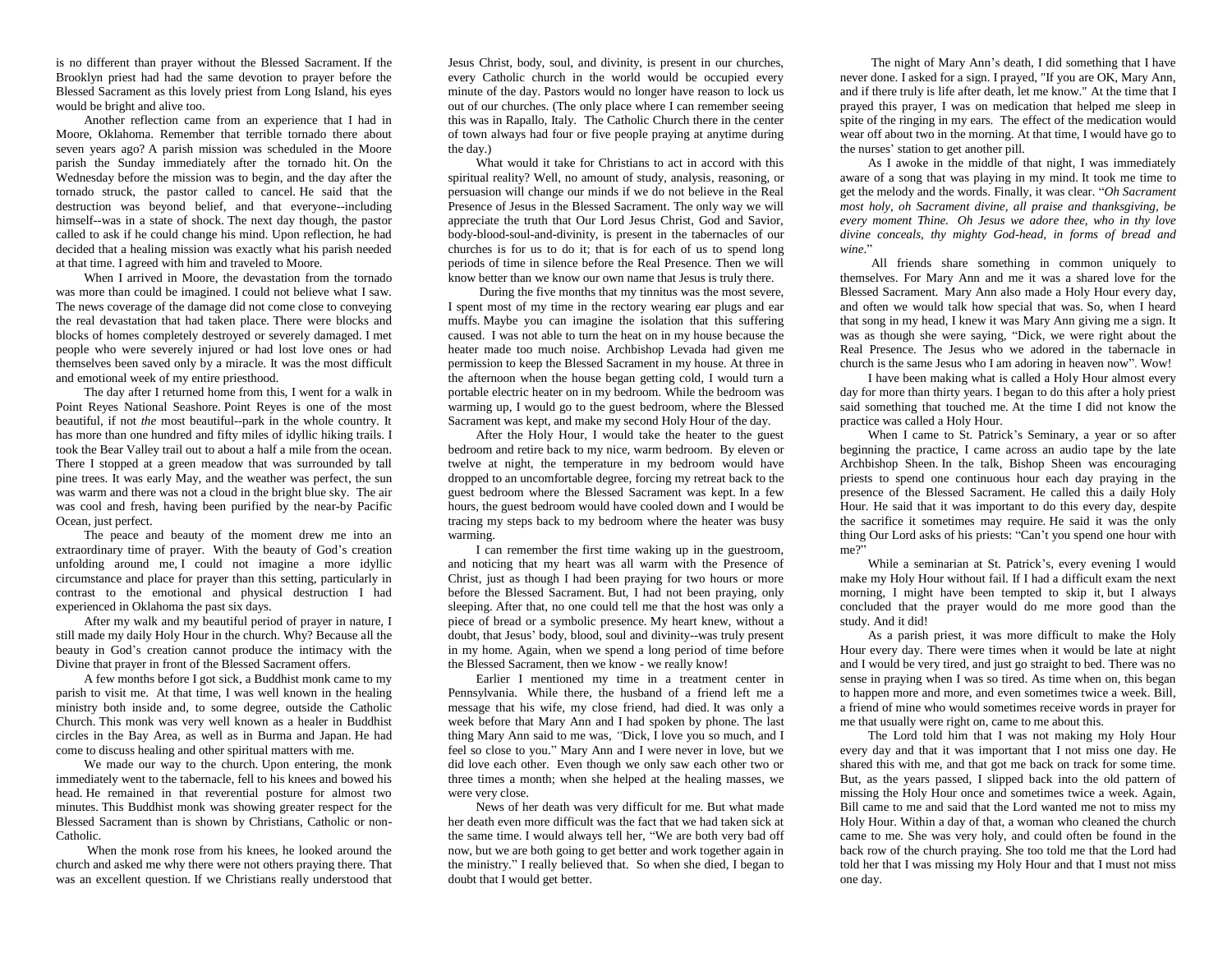is no different than prayer without the Blessed Sacrament. If the Brooklyn priest had had the same devotion to prayer before the Blessed Sacrament as this lovely priest from Long Island, his eyes would be bright and alive too.

Another reflection came from an experience that I had in Moore, Oklahoma. Remember that terrible tornado there about seven years ago? A parish mission was scheduled in the Moore parish the Sunday immediately after the tornado hit. On the Wednesday before the mission was to begin, and the day after the tornado struck, the pastor called to cancel. He said that the destruction was beyond belief, and that everyone--including himself--was in a state of shock. The next day though, the pastor called to ask if he could change his mind. Upon reflection, he had decided that a healing mission was exactly what his parish needed at that time. I agreed with him and traveled to Moore.

When I arrived in Moore, the devastation from the tornado was more than could be imagined. I could not believe what I saw. The news coverage of the damage did not come close to conveying the real devastation that had taken place. There were blocks and blocks of homes completely destroyed or severely damaged. I met people who were severely injured or had lost love ones or had themselves been saved only by a miracle. It was the most difficult and emotional week of my entire priesthood.

The day after I returned home from this, I went for a walk in Point Reyes National Seashore. Point Reyes is one of the most beautiful, if not *the* most beautiful--park in the whole country. It has more than one hundred and fifty miles of idyllic hiking trails. I took the Bear Valley trail out to about a half a mile from the ocean. There I stopped at a green meadow that was surrounded by tall pine trees. It was early May, and the weather was perfect, the sun was warm and there was not a cloud in the bright blue sky. The air was cool and fresh, having been purified by the near-by Pacific Ocean, just perfect.

The peace and beauty of the moment drew me into an extraordinary time of prayer. With the beauty of God's creation unfolding around me, I could not imagine a more idyllic circumstance and place for prayer than this setting, particularly in contrast to the emotional and physical destruction I had experienced in Oklahoma the past six days.

After my walk and my beautiful period of prayer in nature, I still made my daily Holy Hour in the church. Why? Because all the beauty in God's creation cannot produce the intimacy with the Divine that prayer in front of the Blessed Sacrament offers.

A few months before I got sick, a Buddhist monk came to my parish to visit me. At that time, I was well known in the healing ministry both inside and, to some degree, outside the Catholic Church. This monk was very well known as a healer in Buddhist circles in the Bay Area, as well as in Burma and Japan. He had come to discuss healing and other spiritual matters with me.

We made our way to the church. Upon entering, the monk immediately went to the tabernacle, fell to his knees and bowed his head. He remained in that reverential posture for almost two minutes. This Buddhist monk was showing greater respect for the Blessed Sacrament than is shown by Christians, Catholic or non-Catholic.

When the monk rose from his knees, he looked around the church and asked me why there were not others praying there. That was an excellent question. If we Christians really understood that Jesus Christ, body, soul, and divinity, is present in our churches, every Catholic church in the world would be occupied every minute of the day. Pastors would no longer have reason to lock us out of our churches. (The only place where I can remember seeing this was in Rapallo, Italy. The Catholic Church there in the center of town always had four or five people praying at anytime during the day.)

What would it take for Christians to act in accord with this spiritual reality? Well, no amount of study, analysis, reasoning, or persuasion will change our minds if we do not believe in the Real Presence of Jesus in the Blessed Sacrament. The only way we will appreciate the truth that Our Lord Jesus Christ, God and Savior, body-blood-soul-and-divinity, is present in the tabernacles of our churches is for us to do it; that is for each of us to spend long periods of time in silence before the Real Presence. Then we will know better than we know our own name that Jesus is truly there.

During the five months that my tinnitus was the most severe, I spent most of my time in the rectory wearing ear plugs and ear muffs. Maybe you can imagine the isolation that this suffering caused. I was not able to turn the heat on in my house because the heater made too much noise. Archbishop Levada had given me permission to keep the Blessed Sacrament in my house. At three in the afternoon when the house began getting cold, I would turn a portable electric heater on in my bedroom. While the bedroom was warming up, I would go to the guest bedroom, where the Blessed Sacrament was kept, and make my second Holy Hour of the day.

After the Holy Hour, I would take the heater to the guest bedroom and retire back to my nice, warm bedroom. By eleven or twelve at night, the temperature in my bedroom would have dropped to an uncomfortable degree, forcing my retreat back to the guest bedroom where the Blessed Sacrament was kept. In a few hours, the guest bedroom would have cooled down and I would be tracing my steps back to my bedroom where the heater was busy warming.

I can remember the first time waking up in the guestroom, and noticing that my heart was all warm with the Presence of Christ, just as though I had been praying for two hours or more before the Blessed Sacrament. But, I had not been praying, only sleeping. After that, no one could tell me that the host was only a piece of bread or a symbolic presence. My heart knew, without a doubt, that Jesus' body, blood, soul and divinity--was truly present in my home. Again, when we spend a long period of time before the Blessed Sacrament, then we know - we really know!

Earlier I mentioned my time in a treatment center in Pennsylvania. While there, the husband of a friend left me a message that his wife, my close friend, had died. It was only a week before that Mary Ann and I had spoken by phone. The last thing Mary Ann said to me was, *"*Dick, I love you so much, and I feel so close to you." Mary Ann and I were never in love, but we did love each other. Even though we only saw each other two or three times a month; when she helped at the healing masses, we were very close.

News of her death was very difficult for me. But what made her death even more difficult was the fact that we had taken sick at the same time. I would always tell her, "We are both very bad off now, but we are both going to get better and work together again in the ministry." I really believed that. So when she died, I began to doubt that I would get better.

The night of Mary Ann's death, I did something that I have never done. I asked for a sign. I prayed, "If you are OK, Mary Ann, and if there truly is life after death, let me know." At the time that I prayed this prayer, I was on medication that helped me sleep in spite of the ringing in my ears. The effect of the medication would wear off about two in the morning. At that time, I would have go to the nurses' station to get another pill.

As I awoke in the middle of that night, I was immediately aware of a song that was playing in my mind. It took me time to get the melody and the words. Finally, it was clear. "*Oh Sacrament most holy, oh Sacrament divine, all praise and thanksgiving, be every moment Thine. Oh Jesus we adore thee, who in thy love divine conceals, thy mighty God-head, in forms of bread and wine*."

All friends share something in common uniquely to themselves. For Mary Ann and me it was a shared love for the Blessed Sacrament. Mary Ann also made a Holy Hour every day, and often we would talk how special that was. So, when I heard that song in my head, I knew it was Mary Ann giving me a sign. It was as though she were saying, "Dick, we were right about the Real Presence. The Jesus who we adored in the tabernacle in church is the same Jesus who I am adoring in heaven now". Wow!

I have been making what is called a Holy Hour almost every day for more than thirty years. I began to do this after a holy priest said something that touched me. At the time I did not know the practice was called a Holy Hour.

When I came to St. Patrick's Seminary, a year or so after beginning the practice, I came across an audio tape by the late Archbishop Sheen. In the talk, Bishop Sheen was encouraging priests to spend one continuous hour each day praying in the presence of the Blessed Sacrament. He called this a daily Holy Hour. He said that it was important to do this every day, despite the sacrifice it sometimes may require. He said it was the only thing Our Lord asks of his priests: "Can't you spend one hour with me?"

While a seminarian at St. Patrick's, every evening I would make my Holy Hour without fail. If I had a difficult exam the next morning, I might have been tempted to skip it, but I always concluded that the prayer would do me more good than the study. And it did!

As a parish priest, it was more difficult to make the Holy Hour every day. There were times when it would be late at night and I would be very tired, and just go straight to bed. There was no sense in praying when I was so tired. As time when on, this began to happen more and more, and even sometimes twice a week. Bill, a friend of mine who would sometimes receive words in prayer for me that usually were right on, came to me about this.

The Lord told him that I was not making my Holy Hour every day and that it was important that I not miss one day. He shared this with me, and that got me back on track for some time. But, as the years passed, I slipped back into the old pattern of missing the Holy Hour once and sometimes twice a week. Again, Bill came to me and said that the Lord wanted me not to miss my Holy Hour. Within a day of that, a woman who cleaned the church came to me. She was very holy, and could often be found in the back row of the church praying. She too told me that the Lord had told her that I was missing my Holy Hour and that I must not miss one day.